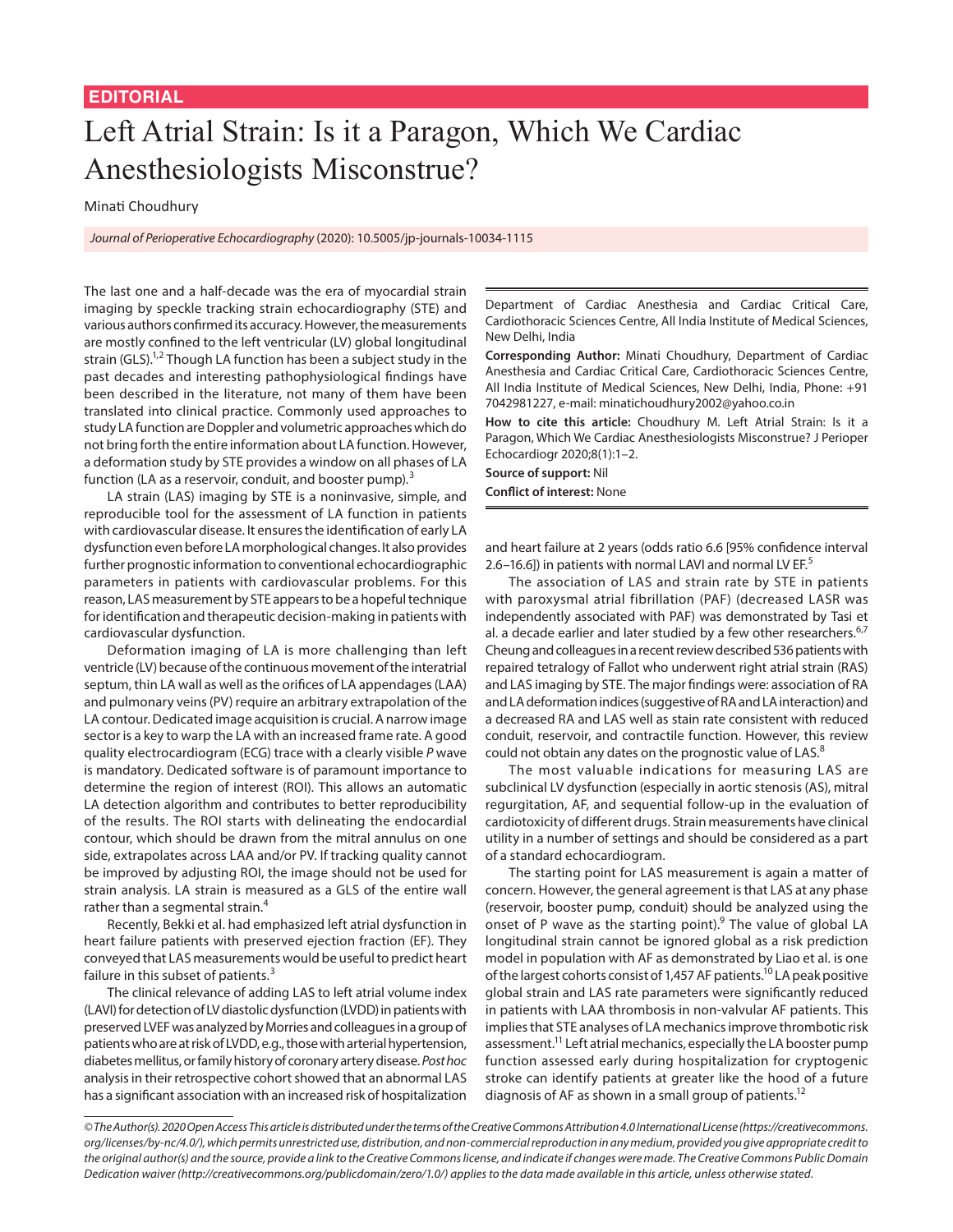EDITORIAL

# Left Atrial Strain: Is it a Paragon, Which We Cardiac Anesthesiologists Misconstrue?

Minati Choudhury

*Journal of Perioperative Echocardiography* (2020): 10.5005/jp-journals-10034-1115

The last one and a half-decade was the era of myocardial strain imaging by speckle tracking strain echocardiography (STE) and various authors confirmed its accuracy. However, the measurements are mostly confined to the left ventricular (LV) global longitudinal strain (GLS).[1,2] Though LA function has been a subject study in the past decades and interesting pathophysiological findings have been described in the literature, not many of them have been translated into clinical practice. Commonly used approaches to study LA function are Doppler and volumetric approaches which do not bring forth the entire information about LA function. However, a deformation study by STE provides a window on all phases of LA function (LA as a reservoir, conduit, and booster pump).[3]

LA strain (LAS) imaging by STE is a noninvasive, simple, and reproducible tool for the assessment of LA function in patients with cardiovascular disease. It ensures the identification of early LA dysfunction even before LA morphological changes. It also provides further prognostic information to conventional echocardiographic parameters in patients with cardiovascular problems. For this reason, LAS measurement by STE appears to be a hopeful technique for identification and therapeutic decision-making in patients with cardiovascular dysfunction.

Deformation imaging of LA is more challenging than left ventricle (LV) because of the continuous movement of the interatrial septum, thin LA wall as well as the orifices of LA appendages (LAA) and pulmonary veins (PV) require an arbitrary extrapolation of the LA contour. Dedicated image acquisition is crucial. A narrow image sector is a key to warp the LA with an increased frame rate. A good quality electrocardiogram (ECG) trace with a clearly visible *P* wave is mandatory. Dedicated software is of paramount importance to determine the region of interest (ROI). This allows an automatic LA detection algorithm and contributes to better reproducibility of the results. The ROI starts with delineating the endocardial contour, which should be drawn from the mitral annulus on one side, extrapolates across LAA and/or PV. If tracking quality cannot be improved by adjusting ROI, the image should not be used for strain analysis. LA strain is measured as a GLS of the entire wall rather than a segmental strain.[4]

Recently, Bekki et al. had emphasized left atrial dysfunction in heart failure patients with preserved ejection fraction (EF). They conveyed that LAS measurements would be useful to predict heart failure in this subset of patients.[3]

The clinical relevance of adding LAS to left atrial volume index (LAVI) for detection of LV diastolic dysfunction (LVDD) in patients with preserved LVEF was analyzed by Morries and colleagues in a group of patients who are at risk of LVDD, e.g., those with arterial hypertension, diabetes mellitus, or family history of coronary artery disease. *Post hoc* analysis in their retrospective cohort showed that an abnormal LAS has a significant association with an increased risk of hospitalization and heart failure at 2 years (odds ratio 6.6 [95% confidence interval 2.6–16.6]) in patients with normal LAVI and normal LV EF.[5]

The association of LAS and strain rate by STE in patients with paroxysmal atrial fibrillation (PAF) (decreased LASR was independently associated with PAF) was demonstrated by Tasi et al. a decade earlier and later studied by a few other researchers.[6,7] Cheung and colleagues in a recent review described 536 patients with repaired tetralogy of Fallot who underwent right atrial strain (RAS) and LAS imaging by STE. The major findings were: association of RA and LA deformation indices (suggestive of RA and LA interaction) and a decreased RA and LAS well as stain rate consistent with reduced conduit, reservoir, and contractile function. However, this review could not obtain any dates on the prognostic value of LAS.[8]

The most valuable indications for measuring LAS are subclinical LV dysfunction (especially in aortic stenosis (AS), mitral regurgitation, AF, and sequential follow-up in the evaluation of cardiotoxicity of different drugs. Strain measurements have clinical utility in a number of settings and should be considered as a part of a standard echocardiogram.

The starting point for LAS measurement is again a matter of concern. However, the general agreement is that LAS at any phase (reservoir, booster pump, conduit) should be analyzed using the onset of P wave as the starting point).[9] The value of global LA longitudinal strain cannot be ignored global as a risk prediction model in population with AF as demonstrated by Liao et al. is one of the largest cohorts consist of 1,457 AF patients.[10] LA peak positive global strain and LAS rate parameters were significantly reduced in patients with LAA thrombosis in non-valvular AF patients. This implies that STE analyses of LA mechanics improve thrombotic risk assessment.[11] Left atrial mechanics, especially the LA booster pump function assessed early during hospitalization for cryptogenic stroke can identify patients at greater like the hood of a future diagnosis of AF as shown in a small group of patients.[12]

Department of Cardiac Anesthesia and Cardiac Critical Care, Cardiothoracic Sciences Centre, All India Institute of Medical Sciences, New Delhi, India

**Corresponding Author:** Minati Choudhury, Department of Cardiac Anesthesia and Cardiac Critical Care, Cardiothoracic Sciences Centre, All India Institute of Medical Sciences, New Delhi, India, Phone: +91 7042981227, e-mail: minatichoudhury2002@yahoo.co.in

**How to cite this article:** Choudhury M. Left Atrial Strain: Is it a Paragon, Which We Cardiac Anesthesiologists Misconstrue? J Perioper Echocardiogr 2020;8(1):1–2.

**Source of support:** Nil

**Conflict of interest:** None

*© The Author(s). 2020 Open Access This article is distributed under the terms of the Creative Commons Attribution 4.0 International License (https://creativecommons.org/licenses/by-nc/4.0/), which permits unrestricted use, distribution, and non-commercial reproduction in any medium, provided you give appropriate credit to the original author(s) and the source, provide a link to the Creative Commons license, and indicate if changes were made. The Creative Commons Public Domain Dedication waiver (http://creativecommons.org/publicdomain/zero/1.0/) applies to the data made available in this article, unless otherwise stated.*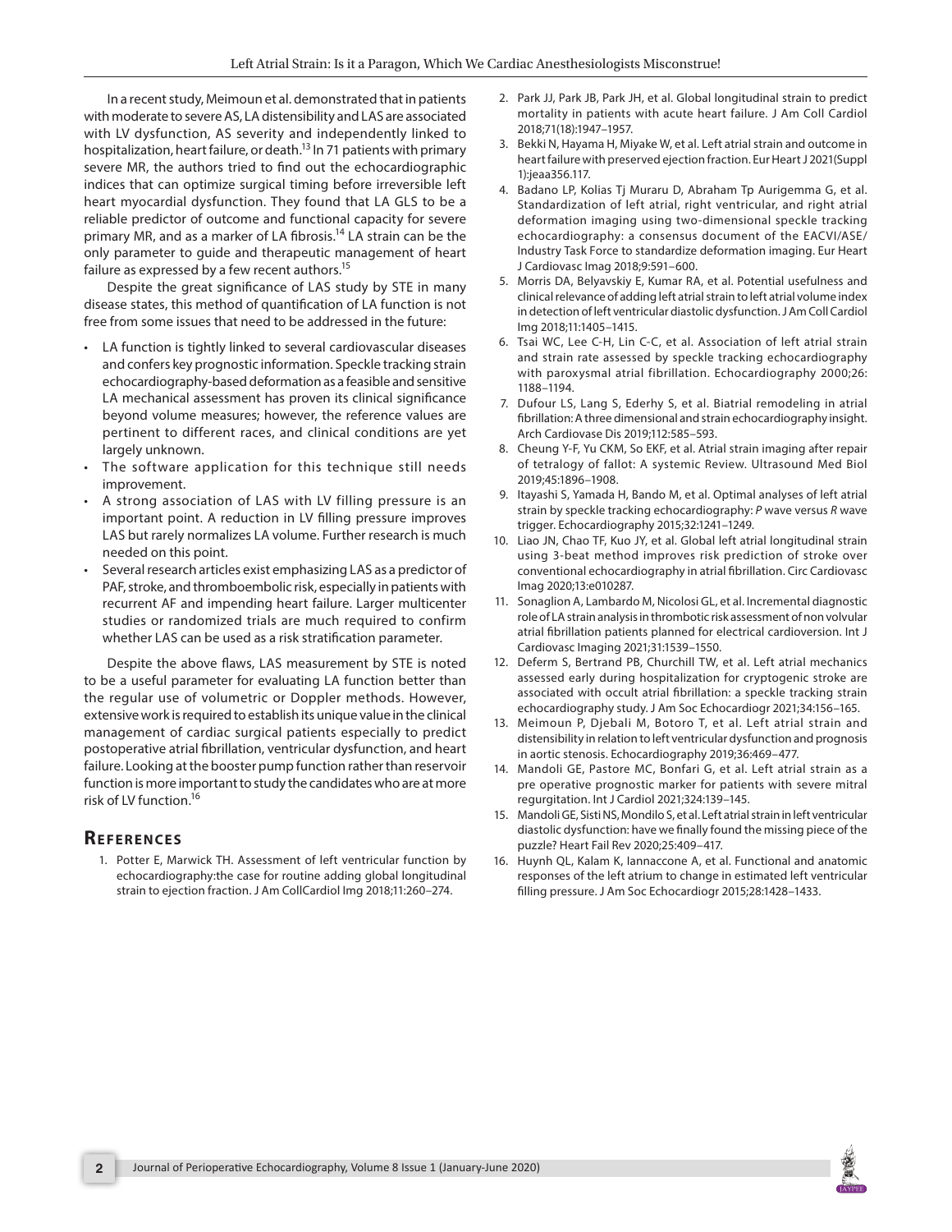In a recent study, Meimoun et al. demonstrated that in patients with moderate to severe AS, LA distensibility and LAS are associated with LV dysfunction, AS severity and independently linked to hospitalization, heart failure, or death.[13] In 71 patients with primary severe MR, the authors tried to find out the echocardiographic indices that can optimize surgical timing before irreversible left heart myocardial dysfunction. They found that LA GLS to be a reliable predictor of outcome and functional capacity for severe primary MR, and as a marker of LA fibrosis.[14] LA strain can be the only parameter to guide and therapeutic management of heart failure as expressed by a few recent authors.[15]

Despite the great significance of LAS study by STE in many disease states, this method of quantification of LA function is not free from some issues that need to be addressed in the future:

- LA function is tightly linked to several cardiovascular diseases and confers key prognostic information. Speckle tracking strain echocardiography-based deformation as a feasible and sensitive LA mechanical assessment has proven its clinical significance beyond volume measures; however, the reference values are pertinent to different races, and clinical conditions are yet largely unknown.
- The software application for this technique still needs improvement.
- A strong association of LAS with LV filling pressure is an important point. A reduction in LV filling pressure improves LAS but rarely normalizes LA volume. Further research is much needed on this point.
- Several research articles exist emphasizing LAS as a predictor of PAF, stroke, and thromboembolic risk, especially in patients with recurrent AF and impending heart failure. Larger multicenter studies or randomized trials are much required to confirm whether LAS can be used as a risk stratification parameter.

Despite the above flaws, LAS measurement by STE is noted to be a useful parameter for evaluating LA function better than the regular use of volumetric or Doppler methods. However, extensive work is required to establish its unique value in the clinical management of cardiac surgical patients especially to predict postoperative atrial fibrillation, ventricular dysfunction, and heart failure. Looking at the booster pump function rather than reservoir function is more important to study the candidates who are at more risk of LV function.[16]

## References

1. Potter E, Marwick TH. Assessment of left ventricular function by echocardiography:the case for routine adding global longitudinal strain to ejection fraction. J Am CollCardiol Img 2018;11:260–274.
2. Park JJ, Park JB, Park JH, et al. Global longitudinal strain to predict mortality in patients with acute heart failure. J Am Coll Cardiol 2018;71(18):1947–1957.
3. Bekki N, Hayama H, Miyake W, et al. Left atrial strain and outcome in heart failure with preserved ejection fraction. Eur Heart J 2021(Suppl 1):jeaa356.117.
4. Badano LP, Kolias Tj Muraru D, Abraham Tp Aurigemma G, et al. Standardization of left atrial, right ventricular, and right atrial deformation imaging using two-dimensional speckle tracking echocardiography: a consensus document of the EACVI/ASE/ Industry Task Force to standardize deformation imaging. Eur Heart J Cardiovasc Imag 2018;9:591–600.
5. Morris DA, Belyavskiy E, Kumar RA, et al. Potential usefulness and clinical relevance of adding left atrial strain to left atrial volume index in detection of left ventricular diastolic dysfunction. J Am Coll Cardiol Img 2018;11:1405–1415.
6. Tsai WC, Lee C-H, Lin C-C, et al. Association of left atrial strain and strain rate assessed by speckle tracking echocardiography with paroxysmal atrial fibrillation. Echocardiography 2000;26: 1188–1194.
7. Dufour LS, Lang S, Ederhy S, et al. Biatrial remodeling in atrial fibrillation: A three dimensional and strain echocardiography insight. Arch Cardiovase Dis 2019;112:585–593.
8. Cheung Y-F, Yu CKM, So EKF, et al. Atrial strain imaging after repair of tetralogy of fallot: A systemic Review. Ultrasound Med Biol 2019;45:1896–1908.
9. Itayashi S, Yamada H, Bando M, et al. Optimal analyses of left atrial strain by speckle tracking echocardiography: *P* wave versus *R* wave trigger. Echocardiography 2015;32:1241–1249.
10. Liao JN, Chao TF, Kuo JY, et al. Global left atrial longitudinal strain using 3-beat method improves risk prediction of stroke over conventional echocardiography in atrial fibrillation. Circ Cardiovasc Imag 2020;13:e010287.
11. Sonaglion A, Lambardo M, Nicolosi GL, et al. Incremental diagnostic role of LA strain analysis in thrombotic risk assessment of non volvular atrial fibrillation patients planned for electrical cardioversion. Int J Cardiovasc Imaging 2021;31:1539–1550.
12. Deferm S, Bertrand PB, Churchill TW, et al. Left atrial mechanics assessed early during hospitalization for cryptogenic stroke are associated with occult atrial fibrillation: a speckle tracking strain echocardiography study. J Am Soc Echocardiogr 2021;34:156–165.
13. Meimoun P, Djebali M, Botoro T, et al. Left atrial strain and distensibility in relation to left ventricular dysfunction and prognosis in aortic stenosis. Echocardiography 2019;36:469–477.
14. Mandoli GE, Pastore MC, Bonfari G, et al. Left atrial strain as a pre operative prognostic marker for patients with severe mitral regurgitation. Int J Cardiol 2021;324:139–145.
15. Mandoli GE, Sisti NS, Mondilo S, et al. Left atrial strain in left ventricular diastolic dysfunction: have we finally found the missing piece of the puzzle? Heart Fail Rev 2020;25:409–417.
16. Huynh QL, Kalam K, Iannaccone A, et al. Functional and anatomic responses of the left atrium to change in estimated left ventricular filling pressure. J Am Soc Echocardiogr 2015;28:1428–1433.